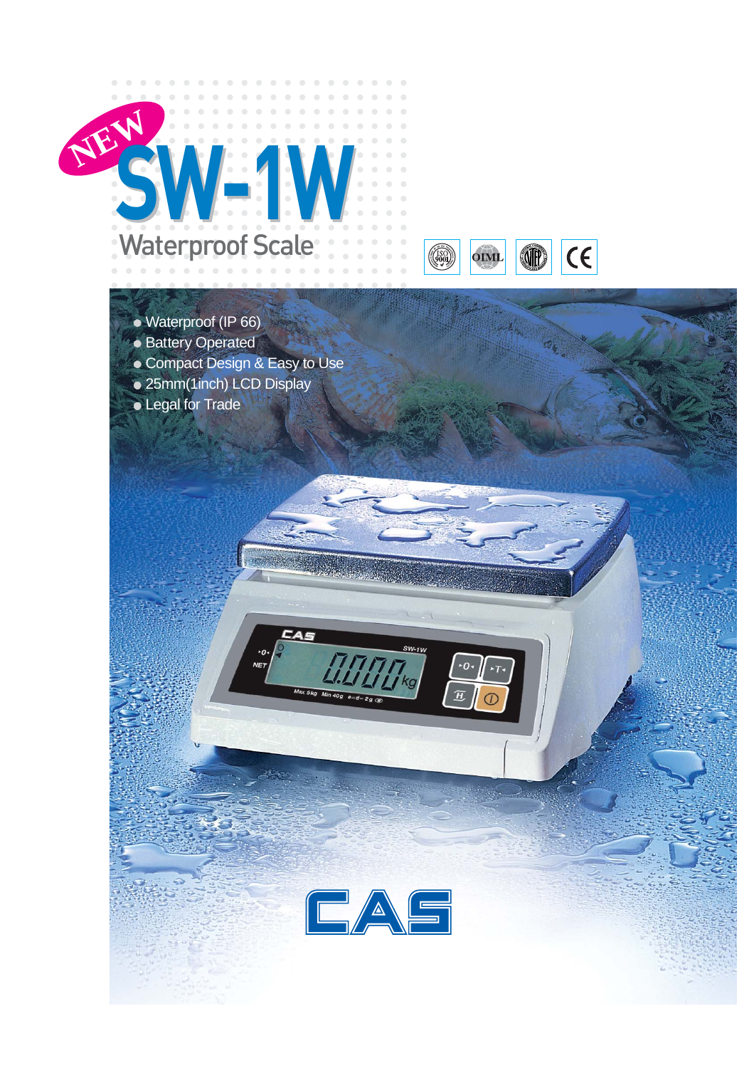NEW

# SW-1W

## Waterproof Scale

- Waterproof (IP 66)
- Battery Operated
- Compact Design & Easy to Use
- 25mm(1inch) LCD Display
- Legal for Trade

CAS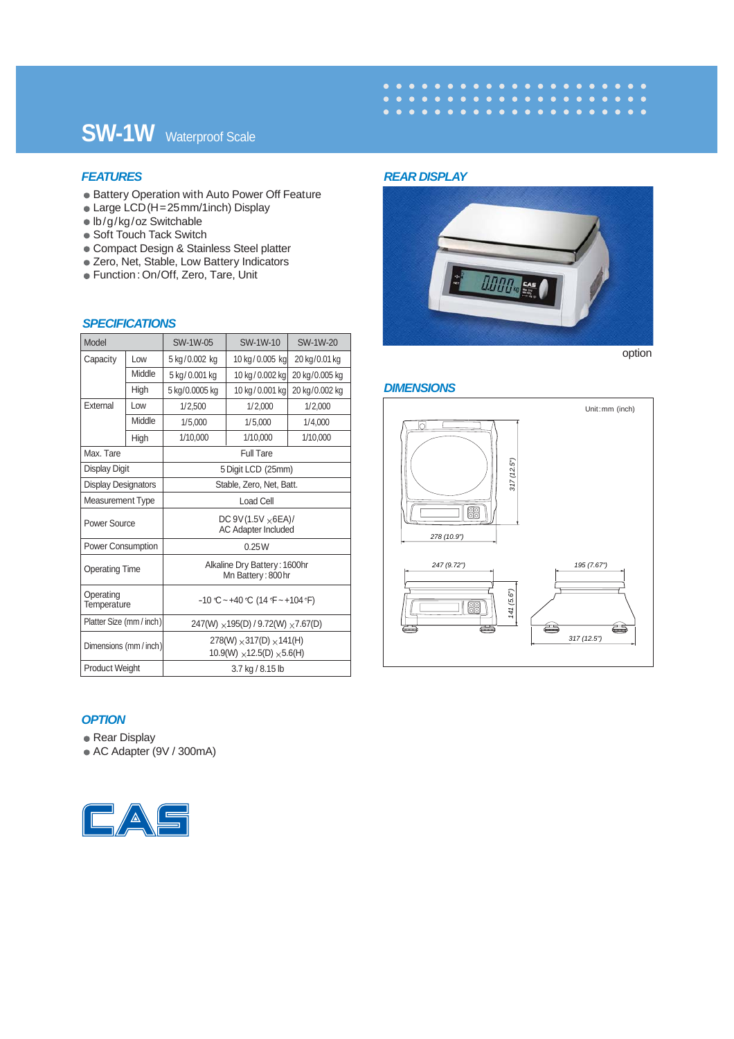# SW-1W Waterproof Scale

## FEATURES

- Battery Operation with Auto Power Off Feature
- Large LCD (H=25mm/1inch) Display
- lb/g/kg/oz Switchable
- Soft Touch Tack Switch
- Compact Design & Stainless Steel platter
- Zero, Net, Stable, Low Battery Indicators
- Function : On/Off, Zero, Tare, Unit

## SPECIFICATIONS

| Model | | SW-1W-05 | SW-1W-10 | SW-1W-20 |
|---|---|---|---|---|
| Capacity | Low | 5 kg / 0.002 kg | 10 kg / 0.005 kg | 20 kg / 0.01 kg |
| | Middle | 5 kg / 0.001 kg | 10 kg / 0.002 kg | 20 kg / 0.005 kg |
| | High | 5 kg / 0.0005 kg | 10 kg / 0.001 kg | 20 kg / 0.002 kg |
| External | Low | 1/2,500 | 1/2,000 | 1/2,000 |
| | Middle | 1/5,000 | 1/5,000 | 1/4,000 |
| | High | 1/10,000 | 1/10,000 | 1/10,000 |
| Max. Tare | | Full Tare | | |
| Display Digit | | 5 Digit LCD (25mm) | | |
| Display Designators | | Stable, Zero, Net, Batt. | | |
| Measurement Type | | Load Cell | | |
| Power Source | | DC 9V (1.5V x 6EA) / AC Adapter Included | | |
| Power Consumption | | 0.25W | | |
| Operating Time | | Alkaline Dry Battery : 1600hr Mn Battery : 800hr | | |
| Operating Temperature | | -10 ℃ ~ +40 ℃ (14 ℉ ~ +104 ℉) | | |
| Platter Size (mm / inch) | | 247(W) x 195(D) / 9.72(W) x 7.67(D) | | |
| Dimensions (mm / inch) | | 278(W) x 317(D) x 141(H) 10.9(W) x 12.5(D) x 5.6(H) | | |
| Product Weight | | 3.7 kg / 8.15 lb | | |

## REAR DISPLAY

option

## DIMENSIONS

Unit : mm (inch)

317 (12.5")
278 (10.9")
247 (9.72")
141 (5.6")
195 (7.67")
317 (12.5")

## OPTION

- Rear Display
- AC Adapter (9V / 300mA)

CAS